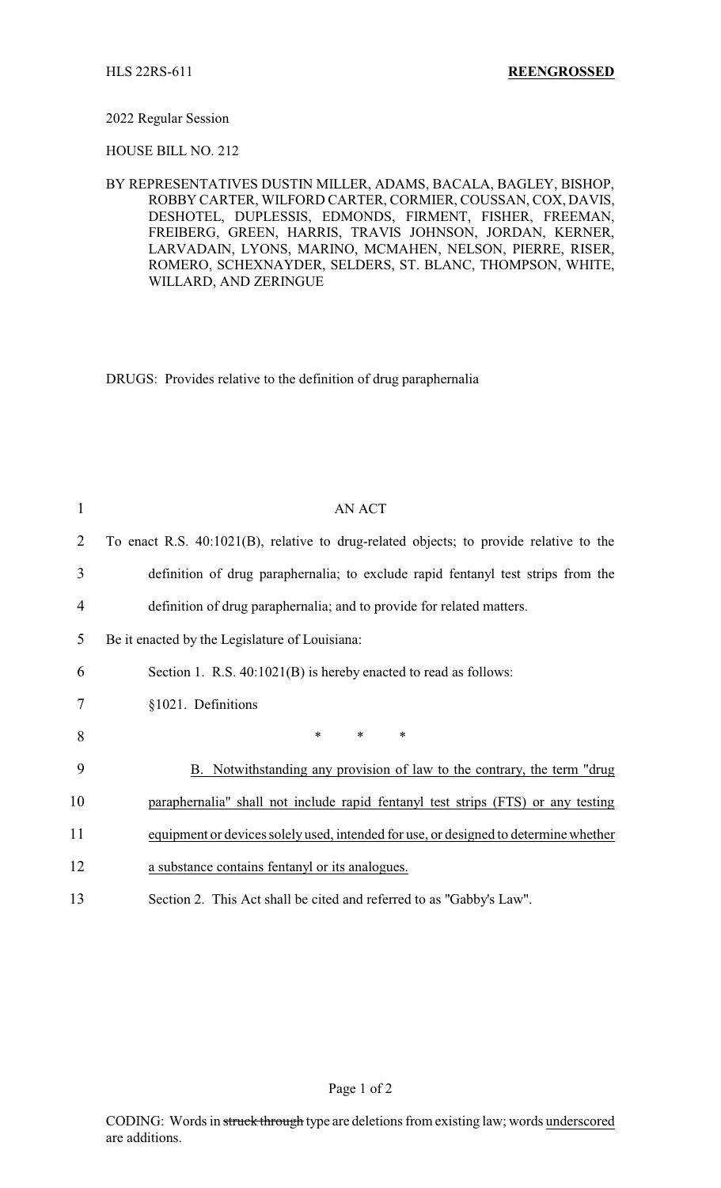HLS 22RS-611 **REENGROSSED**

2022 Regular Session

HOUSE BILL NO. 212

BY REPRESENTATIVES DUSTIN MILLER, ADAMS, BACALA, BAGLEY, BISHOP, ROBBY CARTER, WILFORD CARTER, CORMIER, COUSSAN, COX, DAVIS, DESHOTEL, DUPLESSIS, EDMONDS, FIRMENT, FISHER, FREEMAN, FREIBERG, GREEN, HARRIS, TRAVIS JOHNSON, JORDAN, KERNER, LARVADAIN, LYONS, MARINO, MCMAHEN, NELSON, PIERRE, RISER, ROMERO, SCHEXNAYDER, SELDERS, ST. BLANC, THOMPSON, WHITE, WILLARD, AND ZERINGUE

DRUGS: Provides relative to the definition of drug paraphernalia

1 AN ACT

2 To enact R.S. 40:1021(B), relative to drug-related objects; to provide relative to the
3 definition of drug paraphernalia; to exclude rapid fentanyl test strips from the
4 definition of drug paraphernalia; and to provide for related matters.

5 Be it enacted by the Legislature of Louisiana:

6 Section 1. R.S. 40:1021(B) is hereby enacted to read as follows:

7 §1021. Definitions

8 * * *

9 <u>B. Notwithstanding any provision of law to the contrary, the term "drug</u>
10 <u>paraphernalia" shall not include rapid fentanyl test strips (FTS) or any testing</u>
11 <u>equipment or devices solely used, intended for use, or designed to determine whether</u>
12 <u>a substance contains fentanyl or its analogues.</u>

13 Section 2. This Act shall be cited and referred to as "Gabby's Law".

CODING: Words in ~~struck through~~ type are deletions from existing law; words <u>underscored</u> are additions.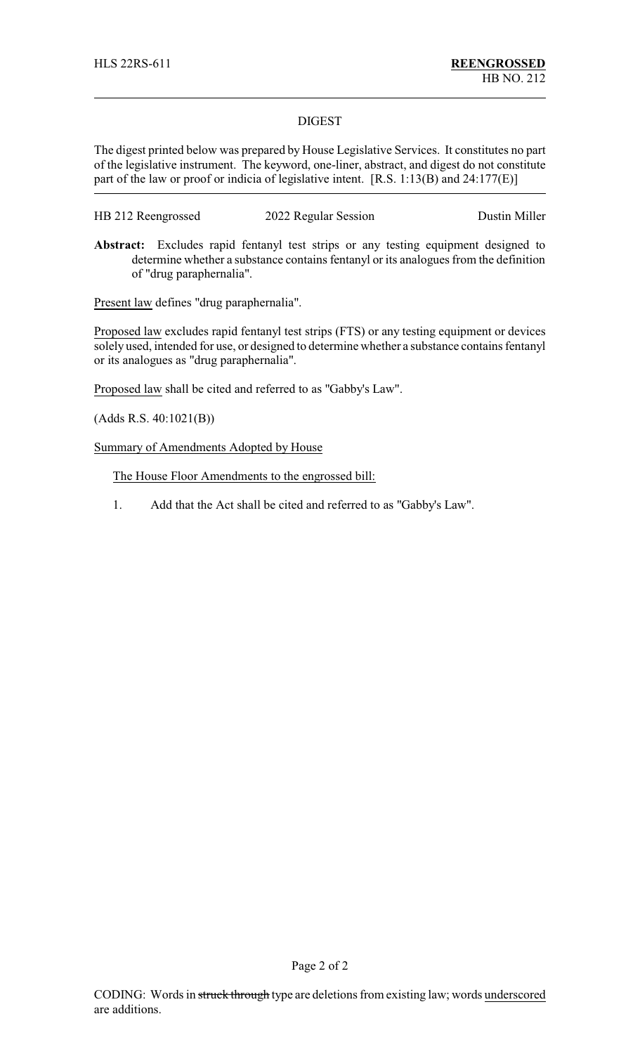HLS 22RS-611 **REENGROSSED**
HB NO. 212

DIGEST

The digest printed below was prepared by House Legislative Services. It constitutes no part of the legislative instrument. The keyword, one-liner, abstract, and digest do not constitute part of the law or proof or indicia of legislative intent. [R.S. 1:13(B) and 24:177(E)]

HB 212 Reengrossed 2022 Regular Session Dustin Miller

**Abstract:** Excludes rapid fentanyl test strips or any testing equipment designed to determine whether a substance contains fentanyl or its analogues from the definition of "drug paraphernalia".

Present law defines "drug paraphernalia".

Proposed law excludes rapid fentanyl test strips (FTS) or any testing equipment or devices solely used, intended for use, or designed to determine whether a substance contains fentanyl or its analogues as "drug paraphernalia".

Proposed law shall be cited and referred to as "Gabby's Law".

(Adds R.S. 40:1021(B))

Summary of Amendments Adopted by House

The House Floor Amendments to the engrossed bill:

1. Add that the Act shall be cited and referred to as "Gabby's Law".

CODING: Words in ~~struck through~~ type are deletions from existing law; words underscored are additions.